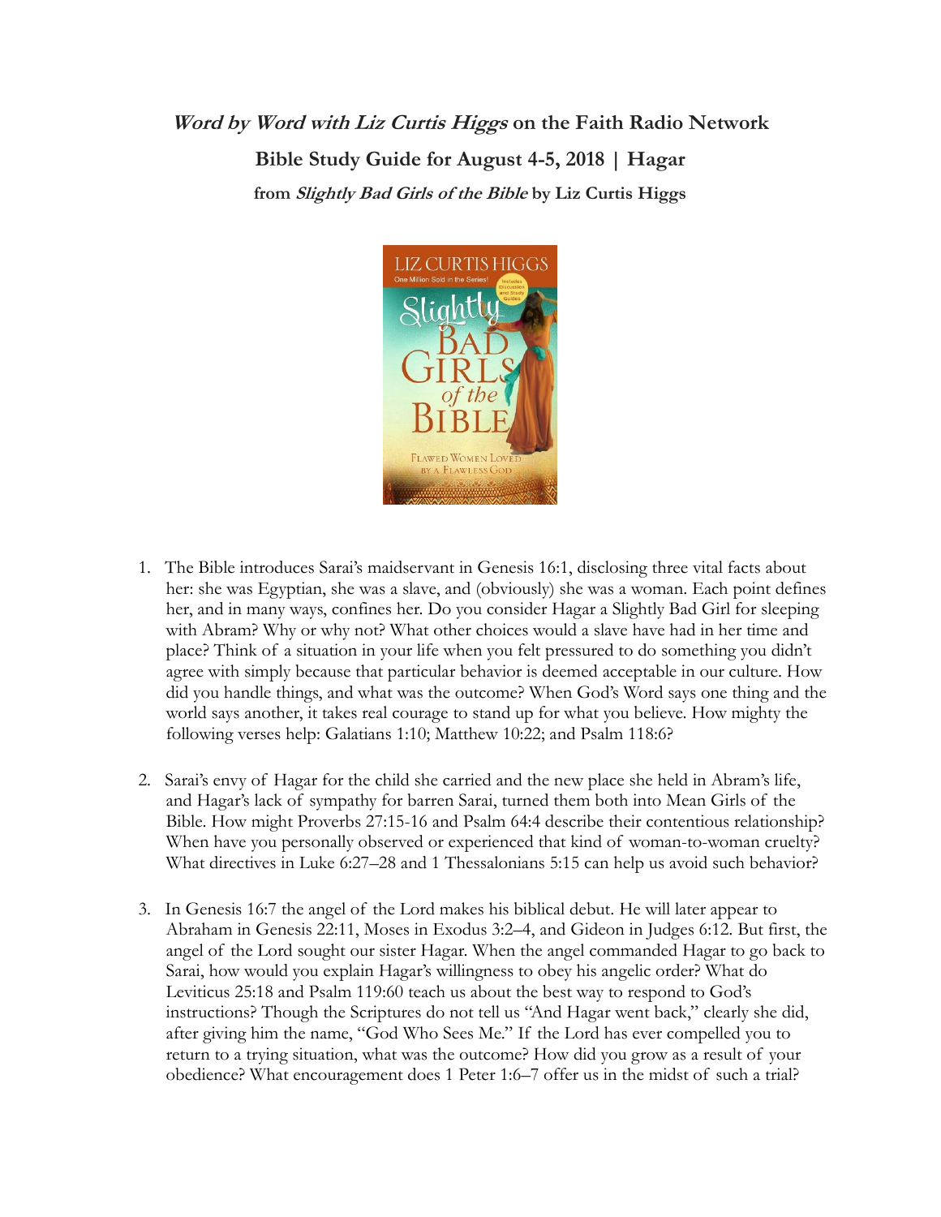# *Word by Word with Liz Curtis Higgs* on the Faith Radio Network

## Bible Study Guide for August 4-5, 2018 | Hagar

### from *Slightly Bad Girls of the Bible* by Liz Curtis Higgs

1. The Bible introduces Sarai's maidservant in Genesis 16:1, disclosing three vital facts about her: she was Egyptian, she was a slave, and (obviously) she was a woman. Each point defines her, and in many ways, confines her. Do you consider Hagar a Slightly Bad Girl for sleeping with Abram? Why or why not? What other choices would a slave have had in her time and place? Think of a situation in your life when you felt pressured to do something you didn't agree with simply because that particular behavior is deemed acceptable in our culture. How did you handle things, and what was the outcome? When God's Word says one thing and the world says another, it takes real courage to stand up for what you believe. How mighty the following verses help: Galatians 1:10; Matthew 10:22; and Psalm 118:6?

2. Sarai's envy of Hagar for the child she carried and the new place she held in Abram's life, and Hagar's lack of sympathy for barren Sarai, turned them both into Mean Girls of the Bible. How might Proverbs 27:15-16 and Psalm 64:4 describe their contentious relationship? When have you personally observed or experienced that kind of woman-to-woman cruelty? What directives in Luke 6:27–28 and 1 Thessalonians 5:15 can help us avoid such behavior?

3. In Genesis 16:7 the angel of the Lord makes his biblical debut. He will later appear to Abraham in Genesis 22:11, Moses in Exodus 3:2–4, and Gideon in Judges 6:12. But first, the angel of the Lord sought our sister Hagar. When the angel commanded Hagar to go back to Sarai, how would you explain Hagar's willingness to obey his angelic order? What do Leviticus 25:18 and Psalm 119:60 teach us about the best way to respond to God's instructions? Though the Scriptures do not tell us "And Hagar went back," clearly she did, after giving him the name, "God Who Sees Me." If the Lord has ever compelled you to return to a trying situation, what was the outcome? How did you grow as a result of your obedience? What encouragement does 1 Peter 1:6–7 offer us in the midst of such a trial?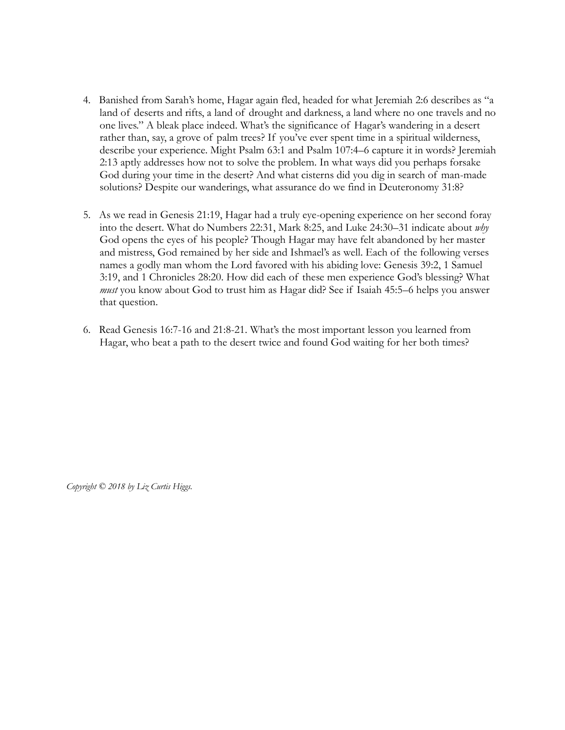4. Banished from Sarah's home, Hagar again fled, headed for what Jeremiah 2:6 describes as "a land of deserts and rifts, a land of drought and darkness, a land where no one travels and no one lives." A bleak place indeed. What's the significance of Hagar's wandering in a desert rather than, say, a grove of palm trees? If you've ever spent time in a spiritual wilderness, describe your experience. Might Psalm 63:1 and Psalm 107:4–6 capture it in words? Jeremiah 2:13 aptly addresses how not to solve the problem. In what ways did you perhaps forsake God during your time in the desert? And what cisterns did you dig in search of man-made solutions? Despite our wanderings, what assurance do we find in Deuteronomy 31:8?

5. As we read in Genesis 21:19, Hagar had a truly eye-opening experience on her second foray into the desert. What do Numbers 22:31, Mark 8:25, and Luke 24:30–31 indicate about *why* God opens the eyes of his people? Though Hagar may have felt abandoned by her master and mistress, God remained by her side and Ishmael's as well. Each of the following verses names a godly man whom the Lord favored with his abiding love: Genesis 39:2, 1 Samuel 3:19, and 1 Chronicles 28:20. How did each of these men experience God's blessing? What *must* you know about God to trust him as Hagar did? See if Isaiah 45:5–6 helps you answer that question.

6. Read Genesis 16:7-16 and 21:8-21. What's the most important lesson you learned from Hagar, who beat a path to the desert twice and found God waiting for her both times?

*Copyright © 2018 by Liz Curtis Higgs.*